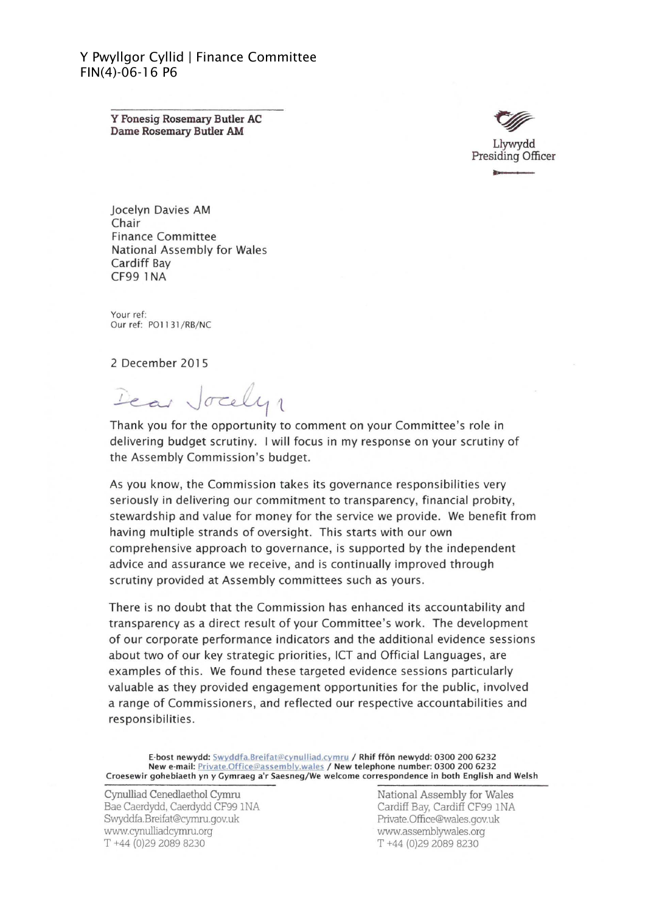Y Pwyllgor Cyllid | Finance Committee
FIN(4)-06-16 P6

**Y Fonesig Rosemary Butler AC**
**Dame Rosemary Butler AM**

Llywydd
Presiding Officer

Jocelyn Davies AM
Chair
Finance Committee
National Assembly for Wales
Cardiff Bay
CF99 1NA

Your ref:
Our ref: PO1131/RB/NC

2 December 2015

Dear Jocelyn

Thank you for the opportunity to comment on your Committee's role in delivering budget scrutiny. I will focus in my response on your scrutiny of the Assembly Commission's budget.

As you know, the Commission takes its governance responsibilities very seriously in delivering our commitment to transparency, financial probity, stewardship and value for money for the service we provide. We benefit from having multiple strands of oversight. This starts with our own comprehensive approach to governance, is supported by the independent advice and assurance we receive, and is continually improved through scrutiny provided at Assembly committees such as yours.

There is no doubt that the Commission has enhanced its accountability and transparency as a direct result of your Committee's work. The development of our corporate performance indicators and the additional evidence sessions about two of our key strategic priorities, ICT and Official Languages, are examples of this. We found these targeted evidence sessions particularly valuable as they provided engagement opportunities for the public, involved a range of Commissioners, and reflected our respective accountabilities and responsibilities.

**E-bost newydd: Swyddfa.Breifat@cynulliad.cymru / Rhif ffôn newydd: 0300 200 6232**
**New e-mail: Private.Office@assembly.wales / New telephone number: 0300 200 6232**
**Croesewir gohebiaeth yn y Gymraeg a'r Saesneg/We welcome correspondence in both English and Welsh**

Cynulliad Cenedlaethol Cymru
Bae Caerdydd, Caerdydd CF99 1NA
Swyddfa.Breifat@cymru.gov.uk
www.cynulliadcymru.org
T +44 (0)29 2089 8230

National Assembly for Wales
Cardiff Bay, Cardiff CF99 1NA
Private.Office@wales.gov.uk
www.assemblywales.org
T +44 (0)29 2089 8230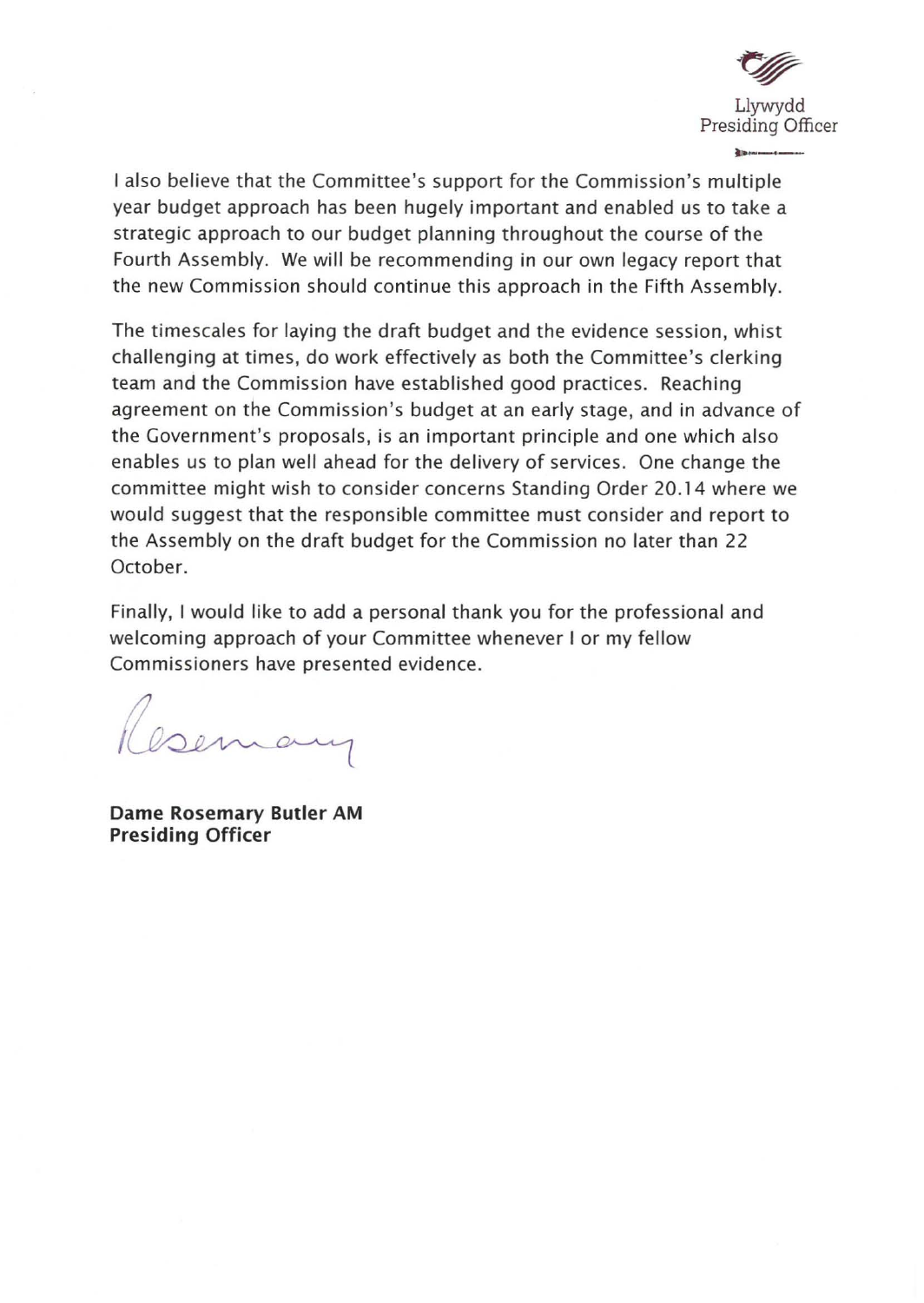Llywydd
Presiding Officer

I also believe that the Committee's support for the Commission's multiple year budget approach has been hugely important and enabled us to take a strategic approach to our budget planning throughout the course of the Fourth Assembly. We will be recommending in our own legacy report that the new Commission should continue this approach in the Fifth Assembly.

The timescales for laying the draft budget and the evidence session, whist challenging at times, do work effectively as both the Committee's clerking team and the Commission have established good practices. Reaching agreement on the Commission's budget at an early stage, and in advance of the Government's proposals, is an important principle and one which also enables us to plan well ahead for the delivery of services. One change the committee might wish to consider concerns Standing Order 20.14 where we would suggest that the responsible committee must consider and report to the Assembly on the draft budget for the Commission no later than 22 October.

Finally, I would like to add a personal thank you for the professional and welcoming approach of your Committee whenever I or my fellow Commissioners have presented evidence.

Rosemary

**Dame Rosemary Butler AM**
**Presiding Officer**